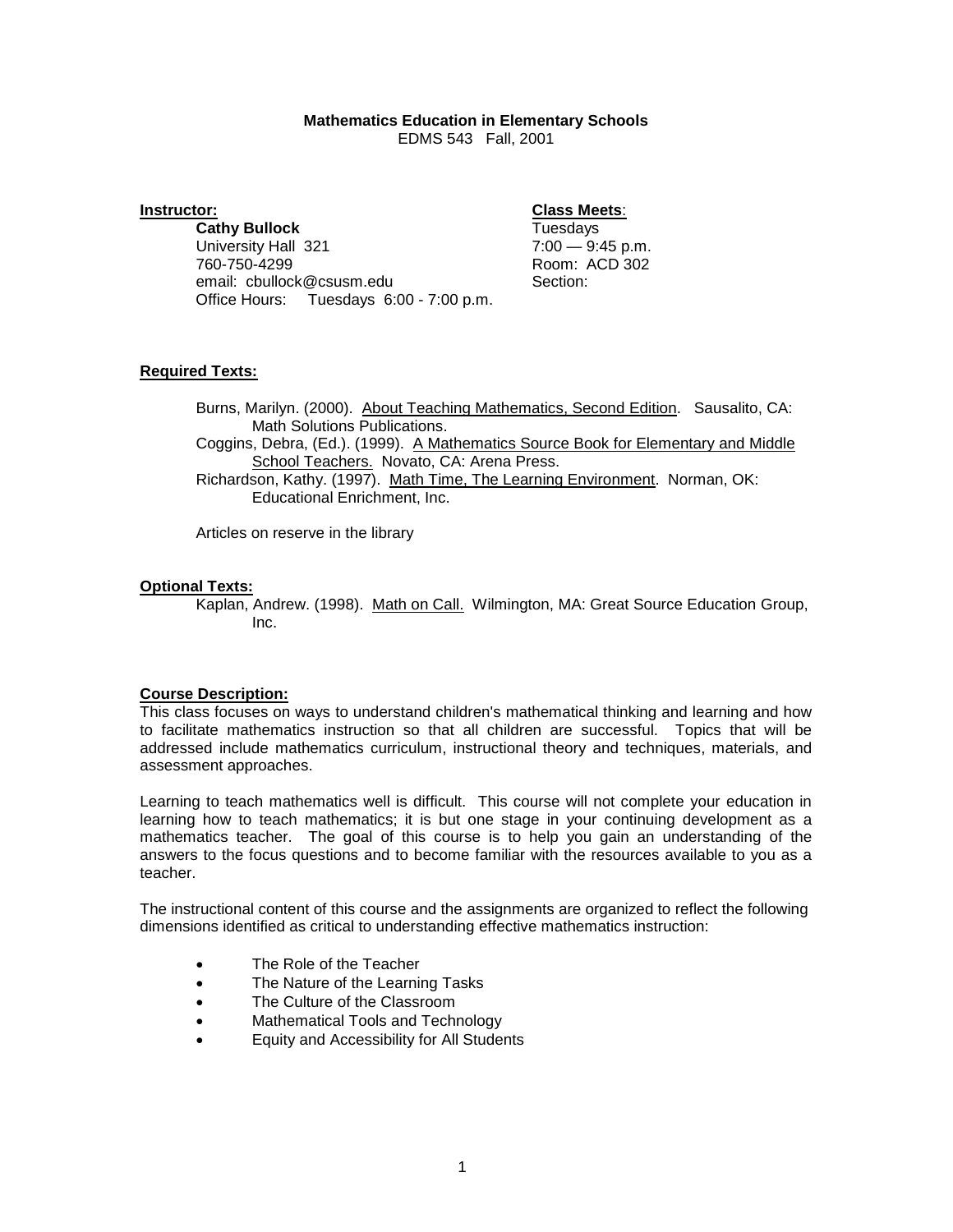# Mathematics Education in Elementary Schools

EDMS 543 Fall, 2001

**Instructor:**

**Cathy Bullock**
University Hall 321
760-750-4299
email: cbullock@csusm.edu
Office Hours: Tuesdays 6:00 - 7:00 p.m.

**Class Meets:**

Tuesdays
7:00 — 9:45 p.m.
Room: ACD 302
Section:

## Required Texts:

Burns, Marilyn. (2000). About Teaching Mathematics, Second Edition. Sausalito, CA: Math Solutions Publications.

Coggins, Debra, (Ed.). (1999). A Mathematics Source Book for Elementary and Middle School Teachers. Novato, CA: Arena Press.

Richardson, Kathy. (1997). Math Time, The Learning Environment. Norman, OK: Educational Enrichment, Inc.

Articles on reserve in the library

## Optional Texts:

Kaplan, Andrew. (1998). Math on Call. Wilmington, MA: Great Source Education Group, Inc.

## Course Description:

This class focuses on ways to understand children's mathematical thinking and learning and how to facilitate mathematics instruction so that all children are successful. Topics that will be addressed include mathematics curriculum, instructional theory and techniques, materials, and assessment approaches.

Learning to teach mathematics well is difficult. This course will not complete your education in learning how to teach mathematics; it is but one stage in your continuing development as a mathematics teacher. The goal of this course is to help you gain an understanding of the answers to the focus questions and to become familiar with the resources available to you as a teacher.

The instructional content of this course and the assignments are organized to reflect the following dimensions identified as critical to understanding effective mathematics instruction:

- The Role of the Teacher
- The Nature of the Learning Tasks
- The Culture of the Classroom
- Mathematical Tools and Technology
- Equity and Accessibility for All Students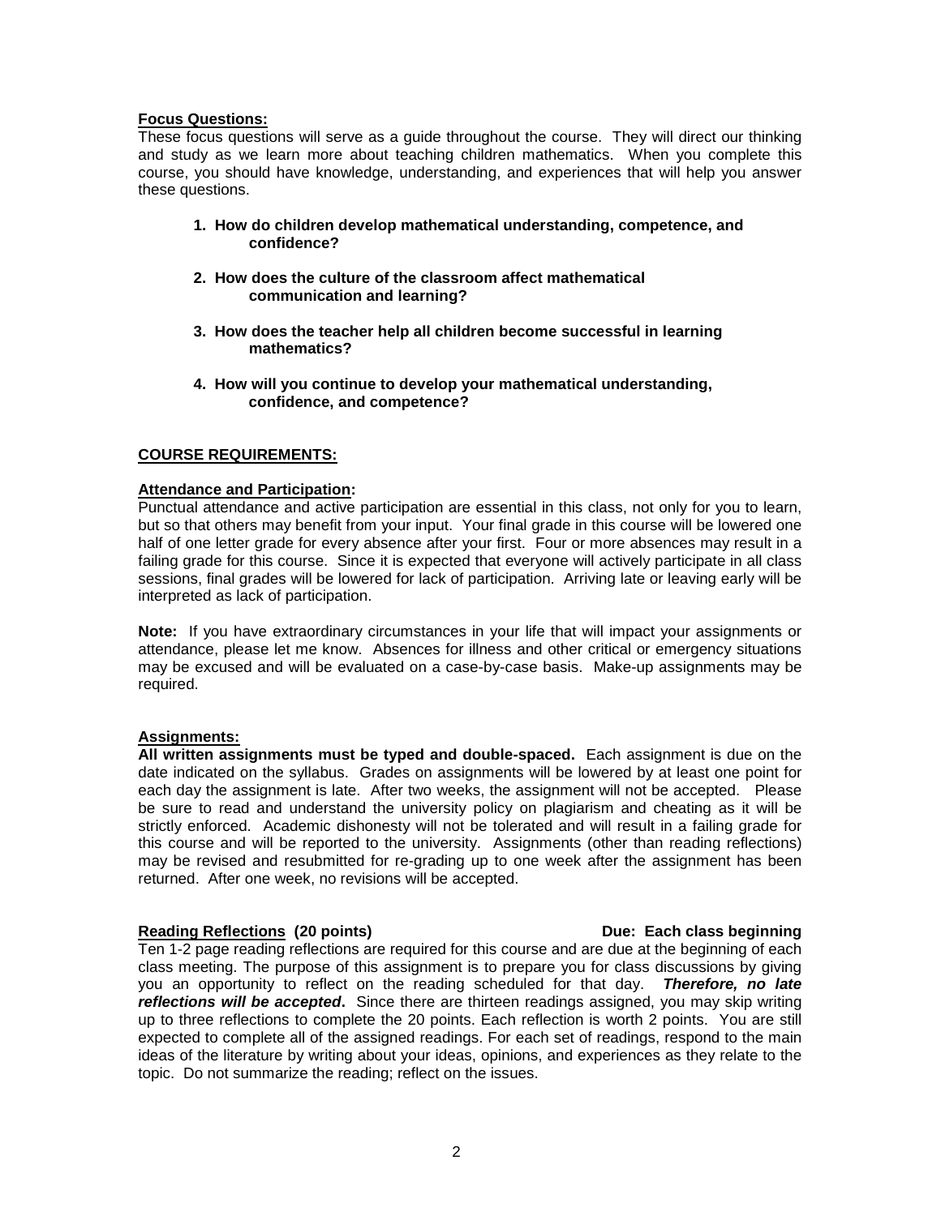**Focus Questions:**

These focus questions will serve as a guide throughout the course. They will direct our thinking and study as we learn more about teaching children mathematics. When you complete this course, you should have knowledge, understanding, and experiences that will help you answer these questions.

1. **How do children develop mathematical understanding, competence, and confidence?**
2. **How does the culture of the classroom affect mathematical communication and learning?**
3. **How does the teacher help all children become successful in learning mathematics?**
4. **How will you continue to develop your mathematical understanding, confidence, and competence?**

## COURSE REQUIREMENTS:

**Attendance and Participation:**

Punctual attendance and active participation are essential in this class, not only for you to learn, but so that others may benefit from your input. Your final grade in this course will be lowered one half of one letter grade for every absence after your first. Four or more absences may result in a failing grade for this course. Since it is expected that everyone will actively participate in all class sessions, final grades will be lowered for lack of participation. Arriving late or leaving early will be interpreted as lack of participation.

**Note:** If you have extraordinary circumstances in your life that will impact your assignments or attendance, please let me know. Absences for illness and other critical or emergency situations may be excused and will be evaluated on a case-by-case basis. Make-up assignments may be required.

**Assignments:**

**All written assignments must be typed and double-spaced.** Each assignment is due on the date indicated on the syllabus. Grades on assignments will be lowered by at least one point for each day the assignment is late. After two weeks, the assignment will not be accepted. Please be sure to read and understand the university policy on plagiarism and cheating as it will be strictly enforced. Academic dishonesty will not be tolerated and will result in a failing grade for this course and will be reported to the university. Assignments (other than reading reflections) may be revised and resubmitted for re-grading up to one week after the assignment has been returned. After one week, no revisions will be accepted.

**Reading Reflections (20 points)** **Due: Each class beginning**

Ten 1-2 page reading reflections are required for this course and are due at the beginning of each class meeting. The purpose of this assignment is to prepare you for class discussions by giving you an opportunity to reflect on the reading scheduled for that day. ***Therefore, no late reflections will be accepted*.** Since there are thirteen readings assigned, you may skip writing up to three reflections to complete the 20 points. Each reflection is worth 2 points. You are still expected to complete all of the assigned readings. For each set of readings, respond to the main ideas of the literature by writing about your ideas, opinions, and experiences as they relate to the topic. Do not summarize the reading; reflect on the issues.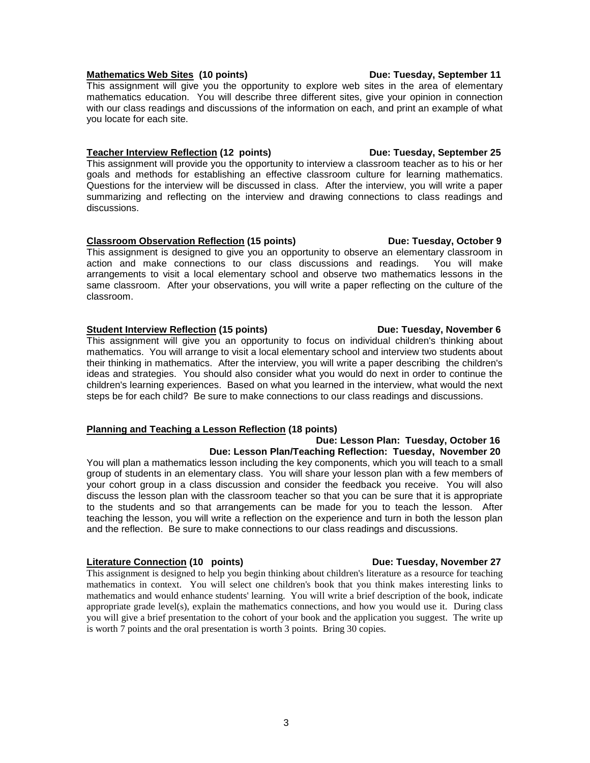**<u>Mathematics Web Sites</u> (10 points)** **Due: Tuesday, September 11**

This assignment will give you the opportunity to explore web sites in the area of elementary mathematics education. You will describe three different sites, give your opinion in connection with our class readings and discussions of the information on each, and print an example of what you locate for each site.

**<u>Teacher Interview Reflection</u> (12 points)** **Due: Tuesday, September 25**

This assignment will provide you the opportunity to interview a classroom teacher as to his or her goals and methods for establishing an effective classroom culture for learning mathematics. Questions for the interview will be discussed in class. After the interview, you will write a paper summarizing and reflecting on the interview and drawing connections to class readings and discussions.

**<u>Classroom Observation Reflection</u> (15 points)** **Due: Tuesday, October 9**

This assignment is designed to give you an opportunity to observe an elementary classroom in action and make connections to our class discussions and readings. You will make arrangements to visit a local elementary school and observe two mathematics lessons in the same classroom. After your observations, you will write a paper reflecting on the culture of the classroom.

**<u>Student Interview Reflection</u> (15 points)** **Due: Tuesday, November 6**

This assignment will give you an opportunity to focus on individual children's thinking about mathematics. You will arrange to visit a local elementary school and interview two students about their thinking in mathematics. After the interview, you will write a paper describing the children's ideas and strategies. You should also consider what you would do next in order to continue the children's learning experiences. Based on what you learned in the interview, what would the next steps be for each child? Be sure to make connections to our class readings and discussions.

**<u>Planning and Teaching a Lesson Reflection</u> (18 points)**

**Due: Lesson Plan: Tuesday, October 16**
**Due: Lesson Plan/Teaching Reflection: Tuesday, November 20**

You will plan a mathematics lesson including the key components, which you will teach to a small group of students in an elementary class. You will share your lesson plan with a few members of your cohort group in a class discussion and consider the feedback you receive. You will also discuss the lesson plan with the classroom teacher so that you can be sure that it is appropriate to the students and so that arrangements can be made for you to teach the lesson. After teaching the lesson, you will write a reflection on the experience and turn in both the lesson plan and the reflection. Be sure to make connections to our class readings and discussions.

**<u>Literature Connection</u> (10 points)** **Due: Tuesday, November 27**

This assignment is designed to help you begin thinking about children's literature as a resource for teaching mathematics in context. You will select one children's book that you think makes interesting links to mathematics and would enhance students' learning. You will write a brief description of the book, indicate appropriate grade level(s), explain the mathematics connections, and how you would use it. During class you will give a brief presentation to the cohort of your book and the application you suggest. The write up is worth 7 points and the oral presentation is worth 3 points. Bring 30 copies.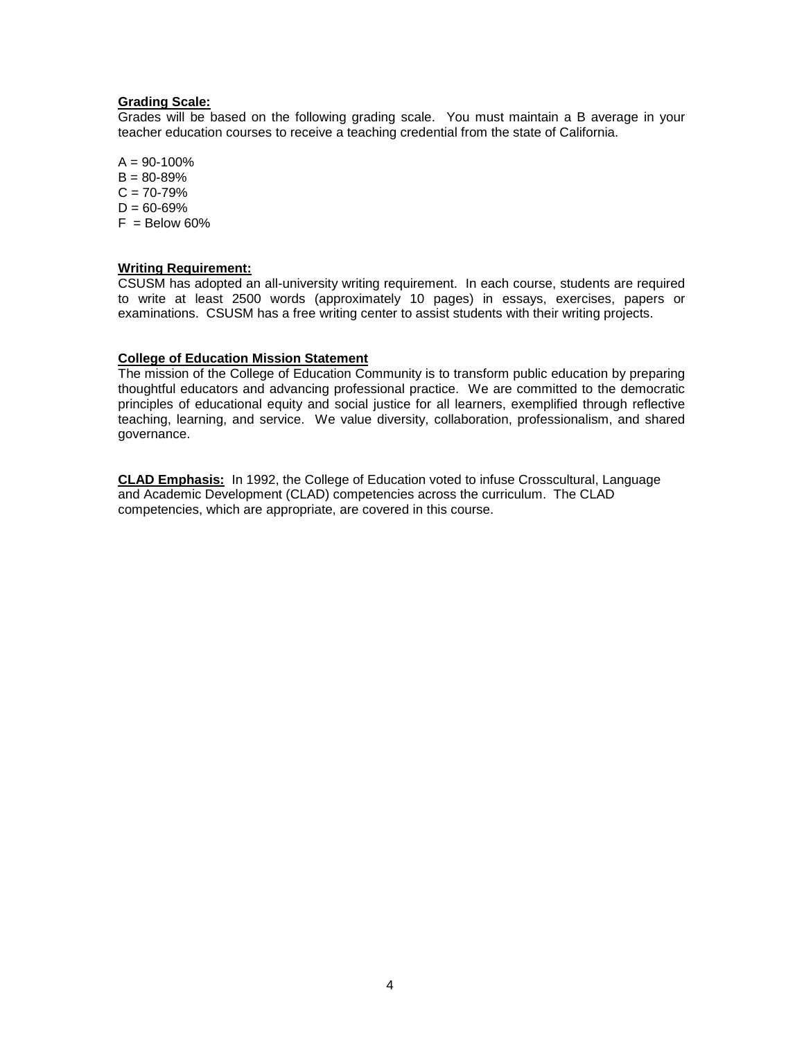**Grading Scale:**

Grades will be based on the following grading scale. You must maintain a B average in your teacher education courses to receive a teaching credential from the state of California.

A = 90-100%
B = 80-89%
C = 70-79%
D = 60-69%
F = Below 60%

**Writing Requirement:**

CSUSM has adopted an all-university writing requirement. In each course, students are required to write at least 2500 words (approximately 10 pages) in essays, exercises, papers or examinations. CSUSM has a free writing center to assist students with their writing projects.

**College of Education Mission Statement**

The mission of the College of Education Community is to transform public education by preparing thoughtful educators and advancing professional practice. We are committed to the democratic principles of educational equity and social justice for all learners, exemplified through reflective teaching, learning, and service. We value diversity, collaboration, professionalism, and shared governance.

**CLAD Emphasis:** In 1992, the College of Education voted to infuse Crosscultural, Language and Academic Development (CLAD) competencies across the curriculum. The CLAD competencies, which are appropriate, are covered in this course.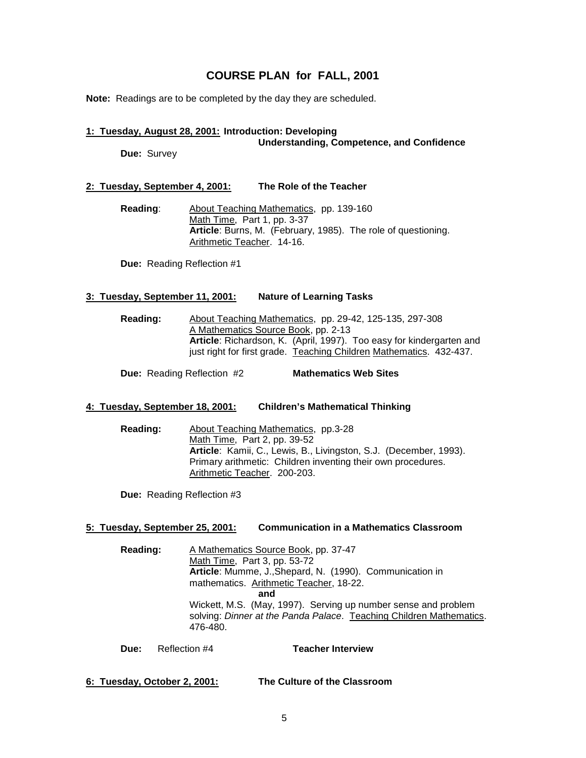# COURSE PLAN for FALL, 2001

**Note:** Readings are to be completed by the day they are scheduled.

**1: Tuesday, August 28, 2001: Introduction: Developing Understanding, Competence, and Confidence**

**Due:** Survey

**2: Tuesday, September 4, 2001: The Role of the Teacher**

**Reading**: About Teaching Mathematics, pp. 139-160
Math Time, Part 1, pp. 3-37
**Article**: Burns, M. (February, 1985). The role of questioning. Arithmetic Teacher. 14-16.

**Due:** Reading Reflection #1

**3: Tuesday, September 11, 2001: Nature of Learning Tasks**

**Reading:** About Teaching Mathematics, pp. 29-42, 125-135, 297-308
A Mathematics Source Book, pp. 2-13
**Article**: Richardson, K. (April, 1997). Too easy for kindergarten and just right for first grade. Teaching Children Mathematics. 432-437.

**Due:** Reading Reflection #2 **Mathematics Web Sites**

**4: Tuesday, September 18, 2001: Children's Mathematical Thinking**

**Reading:** About Teaching Mathematics, pp.3-28
Math Time, Part 2, pp. 39-52
**Article**: Kamii, C., Lewis, B., Livingston, S.J. (December, 1993). Primary arithmetic: Children inventing their own procedures. Arithmetic Teacher. 200-203.

**Due:** Reading Reflection #3

**5: Tuesday, September 25, 2001: Communication in a Mathematics Classroom**

**Reading:** A Mathematics Source Book, pp. 37-47
Math Time, Part 3, pp. 53-72
**Article**: Mumme, J.,Shepard, N. (1990). Communication in mathematics. Arithmetic Teacher, 18-22.
**and**
Wickett, M.S. (May, 1997). Serving up number sense and problem solving: *Dinner at the Panda Palace*. Teaching Children Mathematics. 476-480.

**Due:** Reflection #4 **Teacher Interview**

**6: Tuesday, October 2, 2001: The Culture of the Classroom**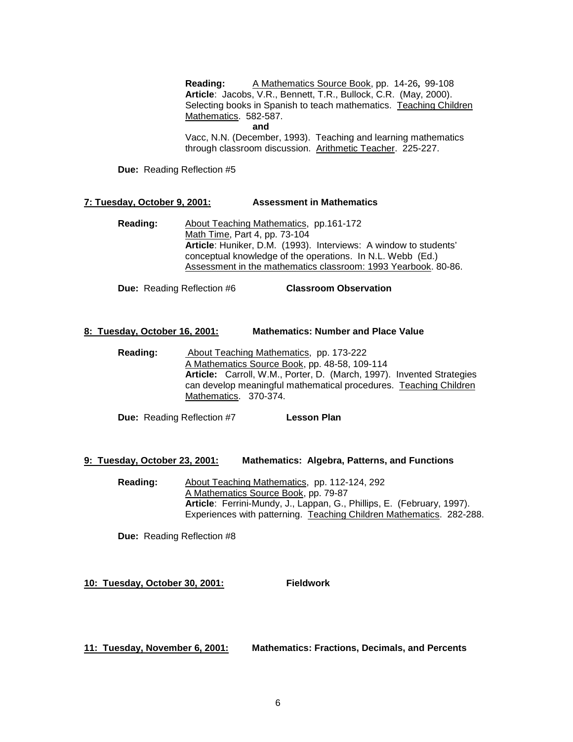**Reading:** A Mathematics Source Book, pp. 14-26**,** 99-108
**Article**: Jacobs, V.R., Bennett, T.R., Bullock, C.R. (May, 2000). Selecting books in Spanish to teach mathematics. Teaching Children Mathematics. 582-587.
**and**
Vacc, N.N. (December, 1993). Teaching and learning mathematics through classroom discussion. Arithmetic Teacher. 225-227.

**Due:** Reading Reflection #5

**7: Tuesday, October 9, 2001: Assessment in Mathematics**

**Reading:** About Teaching Mathematics, pp.161-172
Math Time, Part 4, pp. 73-104
**Article**: Huniker, D.M. (1993). Interviews: A window to students' conceptual knowledge of the operations. In N.L. Webb (Ed.) Assessment in the mathematics classroom: 1993 Yearbook. 80-86.

**Due:** Reading Reflection #6 **Classroom Observation**

**8: Tuesday, October 16, 2001: Mathematics: Number and Place Value**

**Reading:** About Teaching Mathematics, pp. 173-222
A Mathematics Source Book, pp. 48-58, 109-114
**Article:** Carroll, W.M., Porter, D. (March, 1997). Invented Strategies can develop meaningful mathematical procedures. Teaching Children Mathematics. 370-374.

**Due:** Reading Reflection #7 **Lesson Plan**

**9: Tuesday, October 23, 2001: Mathematics: Algebra, Patterns, and Functions**

**Reading:** About Teaching Mathematics, pp. 112-124, 292
A Mathematics Source Book, pp. 79-87
**Article**: Ferrini-Mundy, J., Lappan, G., Phillips, E. (February, 1997). Experiences with patterning. Teaching Children Mathematics. 282-288.

**Due:** Reading Reflection #8

**10: Tuesday, October 30, 2001: Fieldwork**

**11: Tuesday, November 6, 2001: Mathematics: Fractions, Decimals, and Percents**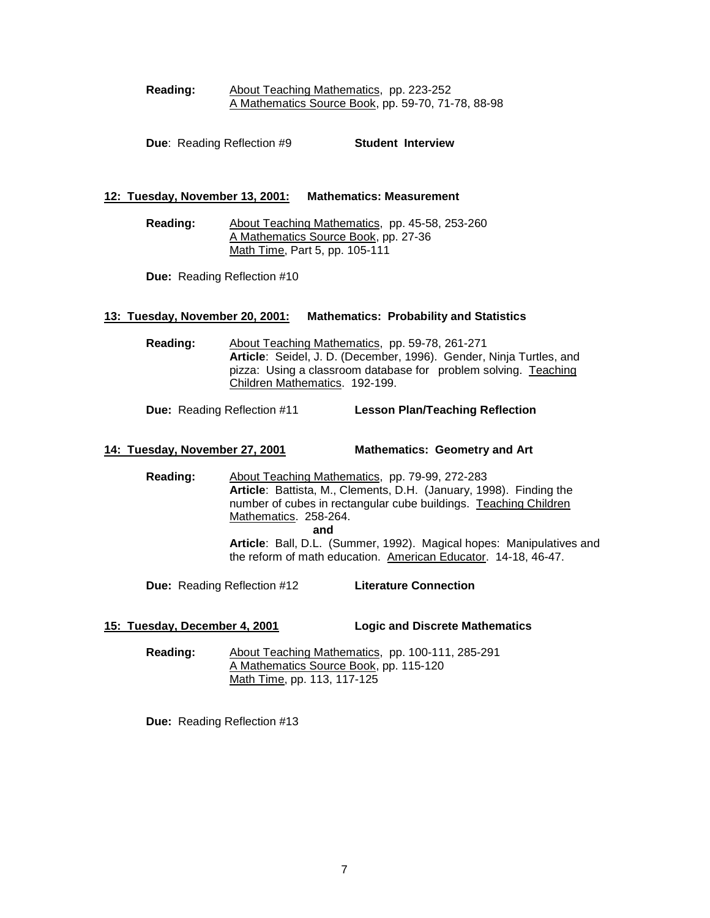**Reading:** About Teaching Mathematics, pp. 223-252
A Mathematics Source Book, pp. 59-70, 71-78, 88-98

**Due**: Reading Reflection #9 **Student Interview**

### 12: Tuesday, November 13, 2001: Mathematics: Measurement

**Reading:** About Teaching Mathematics, pp. 45-58, 253-260
A Mathematics Source Book, pp. 27-36
Math Time, Part 5, pp. 105-111

**Due:** Reading Reflection #10

### 13: Tuesday, November 20, 2001: Mathematics: Probability and Statistics

**Reading:** About Teaching Mathematics, pp. 59-78, 261-271
**Article**: Seidel, J. D. (December, 1996). Gender, Ninja Turtles, and pizza: Using a classroom database for problem solving. Teaching Children Mathematics. 192-199.

**Due:** Reading Reflection #11 **Lesson Plan/Teaching Reflection**

### 14: Tuesday, November 27, 2001 Mathematics: Geometry and Art

**Reading:** About Teaching Mathematics, pp. 79-99, 272-283
**Article**: Battista, M., Clements, D.H. (January, 1998). Finding the number of cubes in rectangular cube buildings. Teaching Children Mathematics. 258-264.
**and**
**Article**: Ball, D.L. (Summer, 1992). Magical hopes: Manipulatives and the reform of math education. American Educator. 14-18, 46-47.

**Due:** Reading Reflection #12 **Literature Connection**

### 15: Tuesday, December 4, 2001 Logic and Discrete Mathematics

**Reading:** About Teaching Mathematics, pp. 100-111, 285-291
A Mathematics Source Book, pp. 115-120
Math Time, pp. 113, 117-125

**Due:** Reading Reflection #13